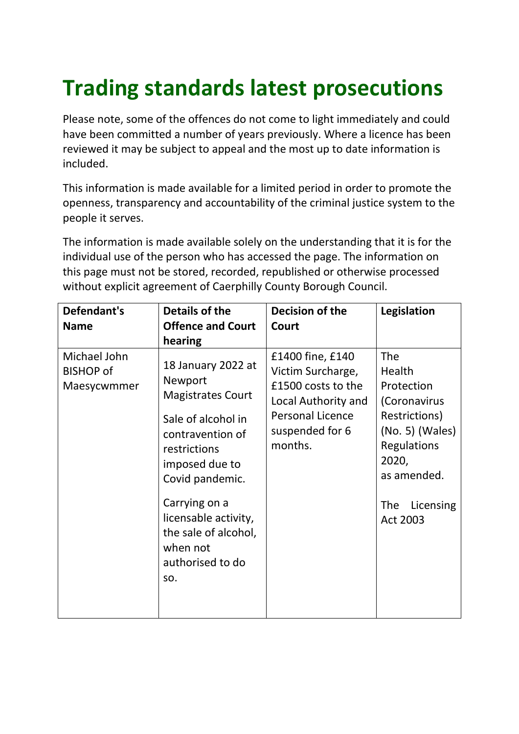# Trading standards latest prosecutions

Please note, some of the offences do not come to light immediately and could have been committed a number of years previously. Where a licence has been reviewed it may be subject to appeal and the most up to date information is included.

This information is made available for a limited period in order to promote the openness, transparency and accountability of the criminal justice system to the people it serves.

The information is made available solely on the understanding that it is for the individual use of the person who has accessed the page. The information on this page must not be stored, recorded, republished or otherwise processed without explicit agreement of Caerphilly County Borough Council.

| Defendant's Name | Details of the Offence and Court hearing | Decision of the Court | Legislation |
|---|---|---|---|
| Michael John BISHOP of Maesycwmmer | 18 January 2022 at Newport Magistrates Court<br><br>Sale of alcohol in contravention of restrictions imposed due to Covid pandemic.<br><br>Carrying on a licensable activity, the sale of alcohol, when not authorised to do so. | £1400 fine, £140 Victim Surcharge, £1500 costs to the Local Authority and Personal Licence suspended for 6 months. | The Health Protection (Coronavirus Restrictions) (No. 5) (Wales) Regulations 2020, as amended.<br><br>The Licensing Act 2003 |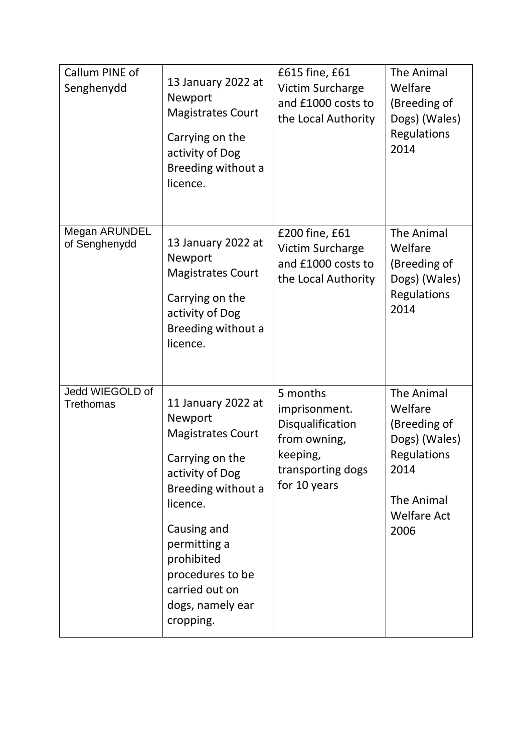| | | | |
|---|---|---|---|
| Callum PINE of Senghenydd | 13 January 2022 at Newport Magistrates Court<br><br>Carrying on the activity of Dog Breeding without a licence. | £615 fine, £61 Victim Surcharge and £1000 costs to the Local Authority | The Animal Welfare (Breeding of Dogs) (Wales) Regulations 2014 |
| Megan ARUNDEL of Senghenydd | 13 January 2022 at Newport Magistrates Court<br><br>Carrying on the activity of Dog Breeding without a licence. | £200 fine, £61 Victim Surcharge and £1000 costs to the Local Authority | The Animal Welfare (Breeding of Dogs) (Wales) Regulations 2014 |
| Jedd WIEGOLD of Trethomas | 11 January 2022 at Newport Magistrates Court<br><br>Carrying on the activity of Dog Breeding without a licence.<br><br>Causing and permitting a prohibited procedures to be carried out on dogs, namely ear cropping. | 5 months imprisonment. Disqualification from owning, keeping, transporting dogs for 10 years | The Animal Welfare (Breeding of Dogs) (Wales) Regulations 2014<br><br>The Animal Welfare Act 2006 |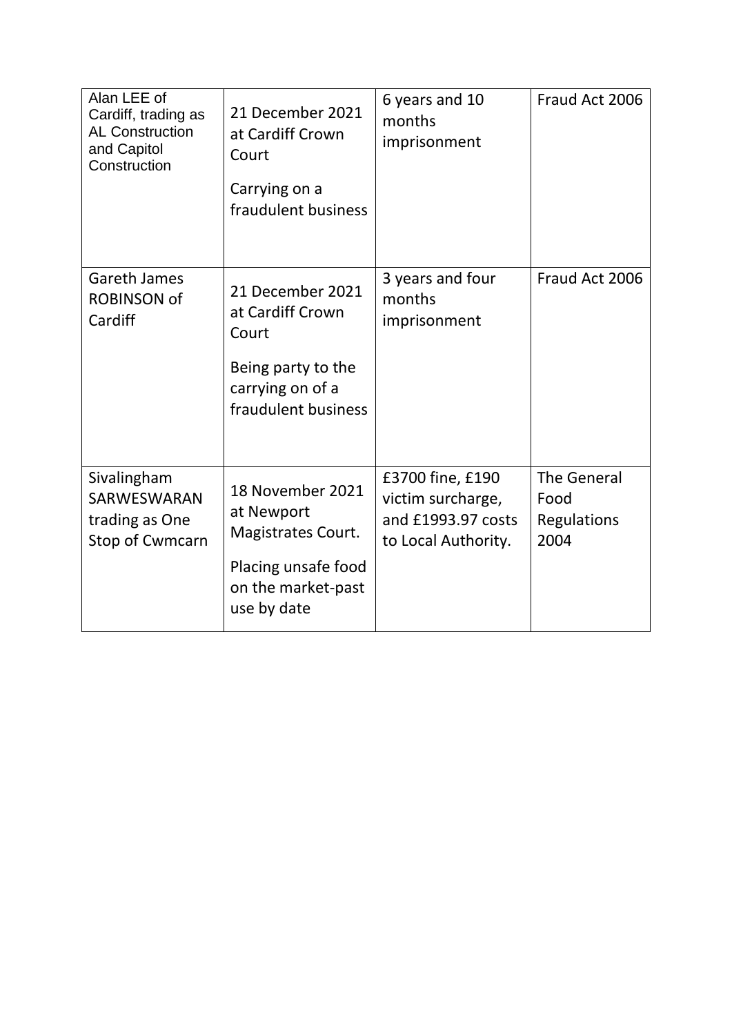| | | | |
|---|---|---|---|
| Alan LEE of Cardiff, trading as AL Construction and Capitol Construction | 21 December 2021 at Cardiff Crown Court<br><br>Carrying on a fraudulent business | 6 years and 10 months imprisonment | Fraud Act 2006 |
| Gareth James ROBINSON of Cardiff | 21 December 2021 at Cardiff Crown Court<br><br>Being party to the carrying on of a fraudulent business | 3 years and four months imprisonment | Fraud Act 2006 |
| Sivalingham SARWESWARAN trading as One Stop of Cwmcarn | 18 November 2021 at Newport Magistrates Court.<br><br>Placing unsafe food on the market-past use by date | £3700 fine, £190 victim surcharge, and £1993.97 costs to Local Authority. | The General Food Regulations 2004 |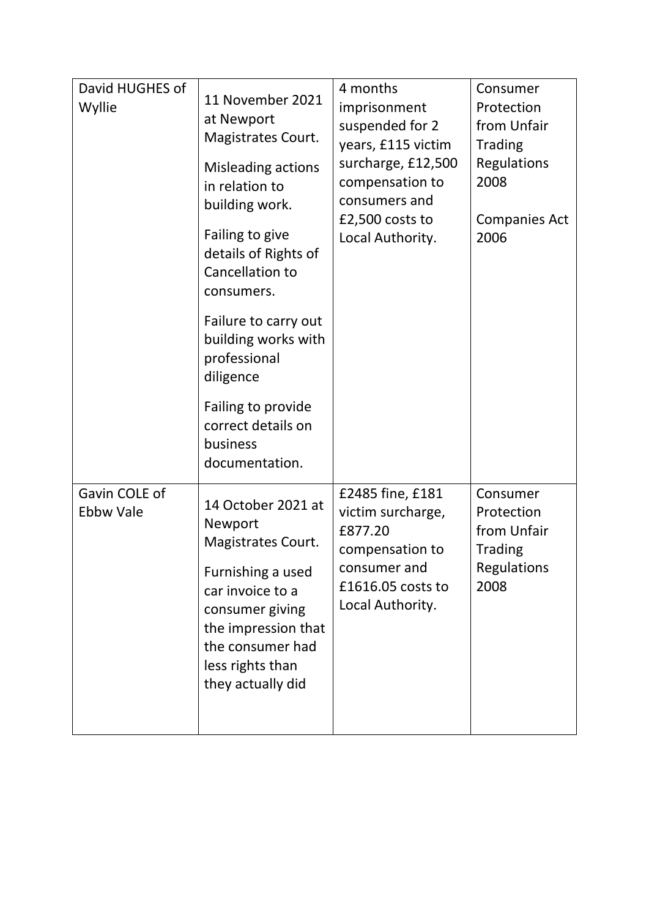| | | | |
|---|---|---|---|
| David HUGHES of Wyllie | 11 November 2021 at Newport Magistrates Court.<br><br>Misleading actions in relation to building work.<br><br>Failing to give details of Rights of Cancellation to consumers.<br><br>Failure to carry out building works with professional diligence<br><br>Failing to provide correct details on business documentation. | 4 months imprisonment suspended for 2 years, £115 victim surcharge, £12,500 compensation to consumers and £2,500 costs to Local Authority. | Consumer Protection from Unfair Trading Regulations 2008<br><br>Companies Act 2006 |
| Gavin COLE of Ebbw Vale | 14 October 2021 at Newport Magistrates Court.<br><br>Furnishing a used car invoice to a consumer giving the impression that the consumer had less rights than they actually did | £2485 fine, £181 victim surcharge, £877.20 compensation to consumer and £1616.05 costs to Local Authority. | Consumer Protection from Unfair Trading Regulations 2008 |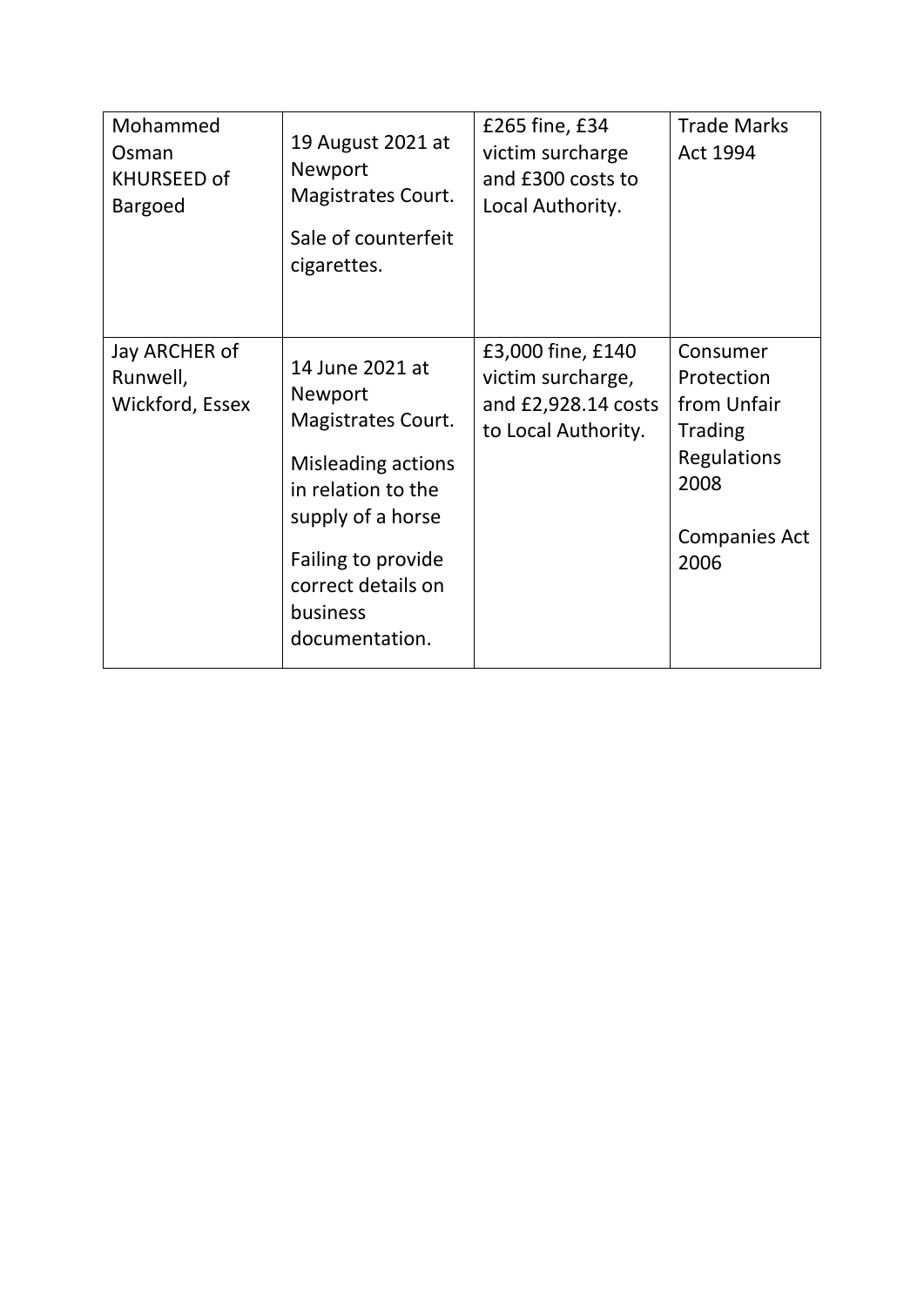| | | | |
|---|---|---|---|
| Mohammed Osman KHURSEED of Bargoed | 19 August 2021 at Newport Magistrates Court.<br><br>Sale of counterfeit cigarettes. | £265 fine, £34 victim surcharge and £300 costs to Local Authority. | Trade Marks Act 1994 |
| Jay ARCHER of Runwell, Wickford, Essex | 14 June 2021 at Newport Magistrates Court.<br><br>Misleading actions in relation to the supply of a horse<br><br>Failing to provide correct details on business documentation. | £3,000 fine, £140 victim surcharge, and £2,928.14 costs to Local Authority. | Consumer Protection from Unfair Trading Regulations 2008<br><br>Companies Act 2006 |